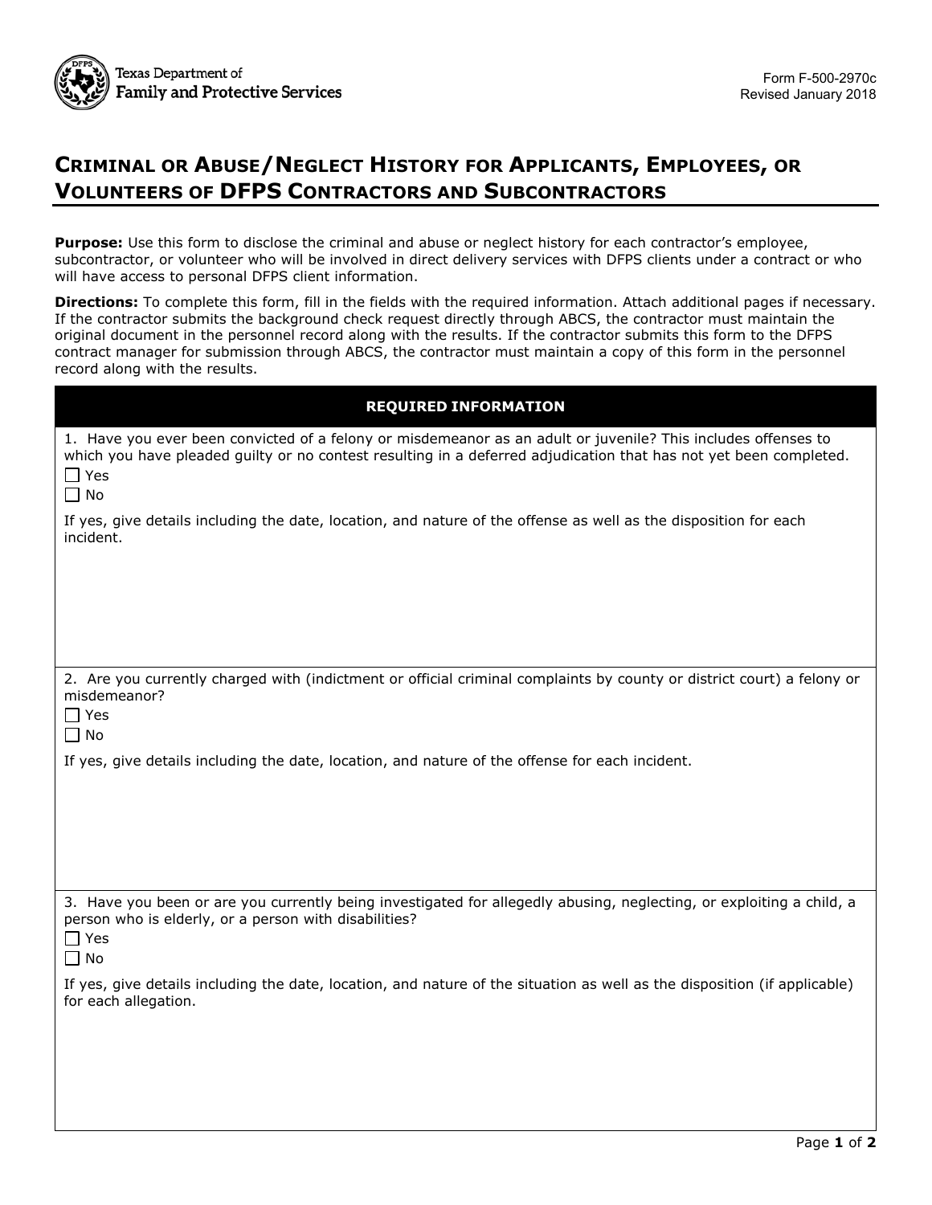Texas Department of Family and Protective Services

Form F-500-2970c
Revised January 2018

# Criminal or Abuse/Neglect History for Applicants, Employees, or Volunteers of DFPS Contractors and Subcontractors

**Purpose:** Use this form to disclose the criminal and abuse or neglect history for each contractor's employee, subcontractor, or volunteer who will be involved in direct delivery services with DFPS clients under a contract or who will have access to personal DFPS client information.

**Directions:** To complete this form, fill in the fields with the required information. Attach additional pages if necessary. If the contractor submits the background check request directly through ABCS, the contractor must maintain the original document in the personnel record along with the results. If the contractor submits this form to the DFPS contract manager for submission through ABCS, the contractor must maintain a copy of this form in the personnel record along with the results.

## REQUIRED INFORMATION

1. Have you ever been convicted of a felony or misdemeanor as an adult or juvenile? This includes offenses to which you have pleaded guilty or no contest resulting in a deferred adjudication that has not yet been completed.

☐ Yes
☐ No

If yes, give details including the date, location, and nature of the offense as well as the disposition for each incident.

2. Are you currently charged with (indictment or official criminal complaints by county or district court) a felony or misdemeanor?

☐ Yes
☐ No

If yes, give details including the date, location, and nature of the offense for each incident.

3. Have you been or are you currently being investigated for allegedly abusing, neglecting, or exploiting a child, a person who is elderly, or a person with disabilities?

☐ Yes
☐ No

If yes, give details including the date, location, and nature of the situation as well as the disposition (if applicable) for each allegation.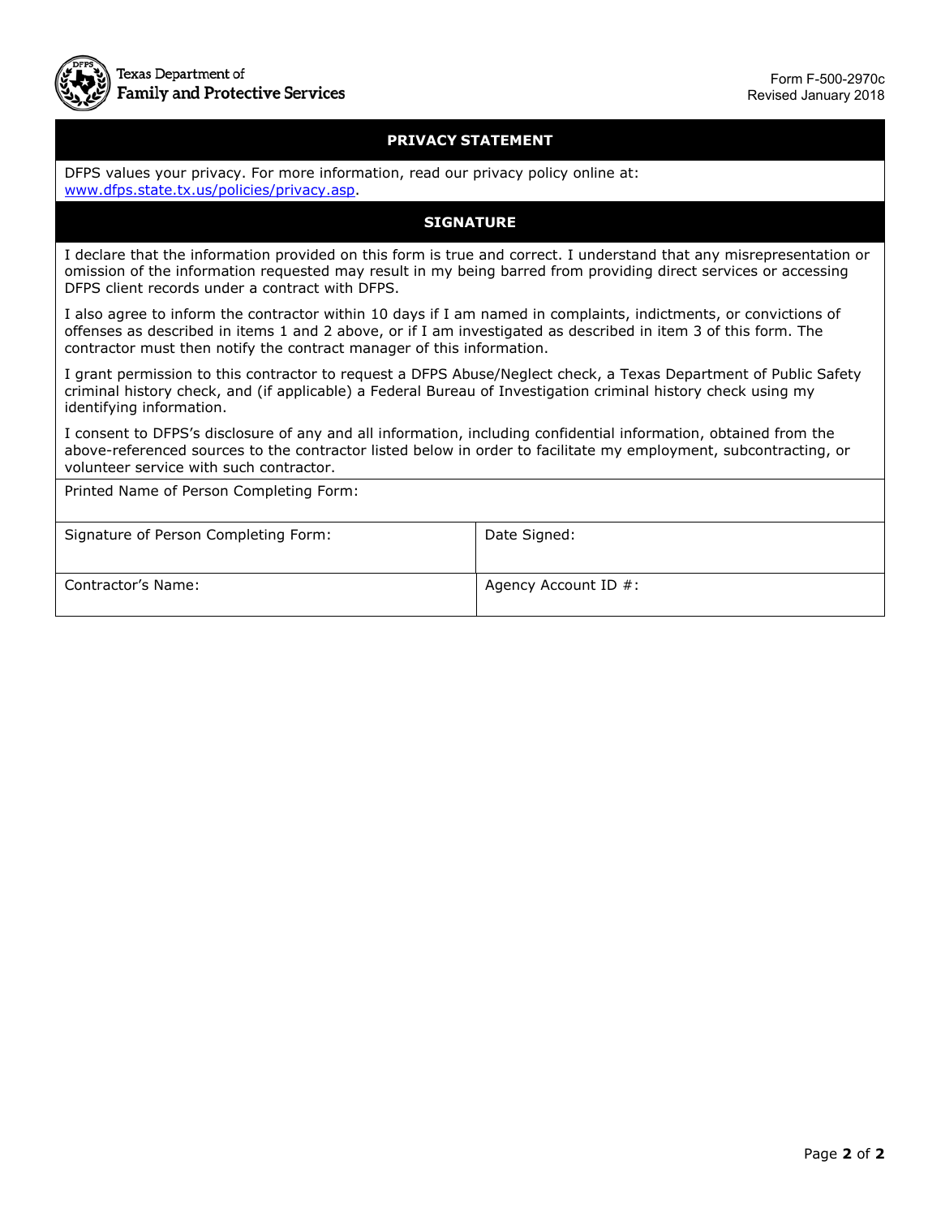Texas Department of Family and Protective Services

Form F-500-2970c
Revised January 2018

## PRIVACY STATEMENT

DFPS values your privacy. For more information, read our privacy policy online at: [www.dfps.state.tx.us/policies/privacy.asp](www.dfps.state.tx.us/policies/privacy.asp).

## SIGNATURE

I declare that the information provided on this form is true and correct. I understand that any misrepresentation or omission of the information requested may result in my being barred from providing direct services or accessing DFPS client records under a contract with DFPS.

I also agree to inform the contractor within 10 days if I am named in complaints, indictments, or convictions of offenses as described in items 1 and 2 above, or if I am investigated as described in item 3 of this form. The contractor must then notify the contract manager of this information.

I grant permission to this contractor to request a DFPS Abuse/Neglect check, a Texas Department of Public Safety criminal history check, and (if applicable) a Federal Bureau of Investigation criminal history check using my identifying information.

I consent to DFPS's disclosure of any and all information, including confidential information, obtained from the above-referenced sources to the contractor listed below in order to facilitate my employment, subcontracting, or volunteer service with such contractor.

| Printed Name of Person Completing Form: | |
|---|---|
| Signature of Person Completing Form: | Date Signed: |
| Contractor's Name: | Agency Account ID #: |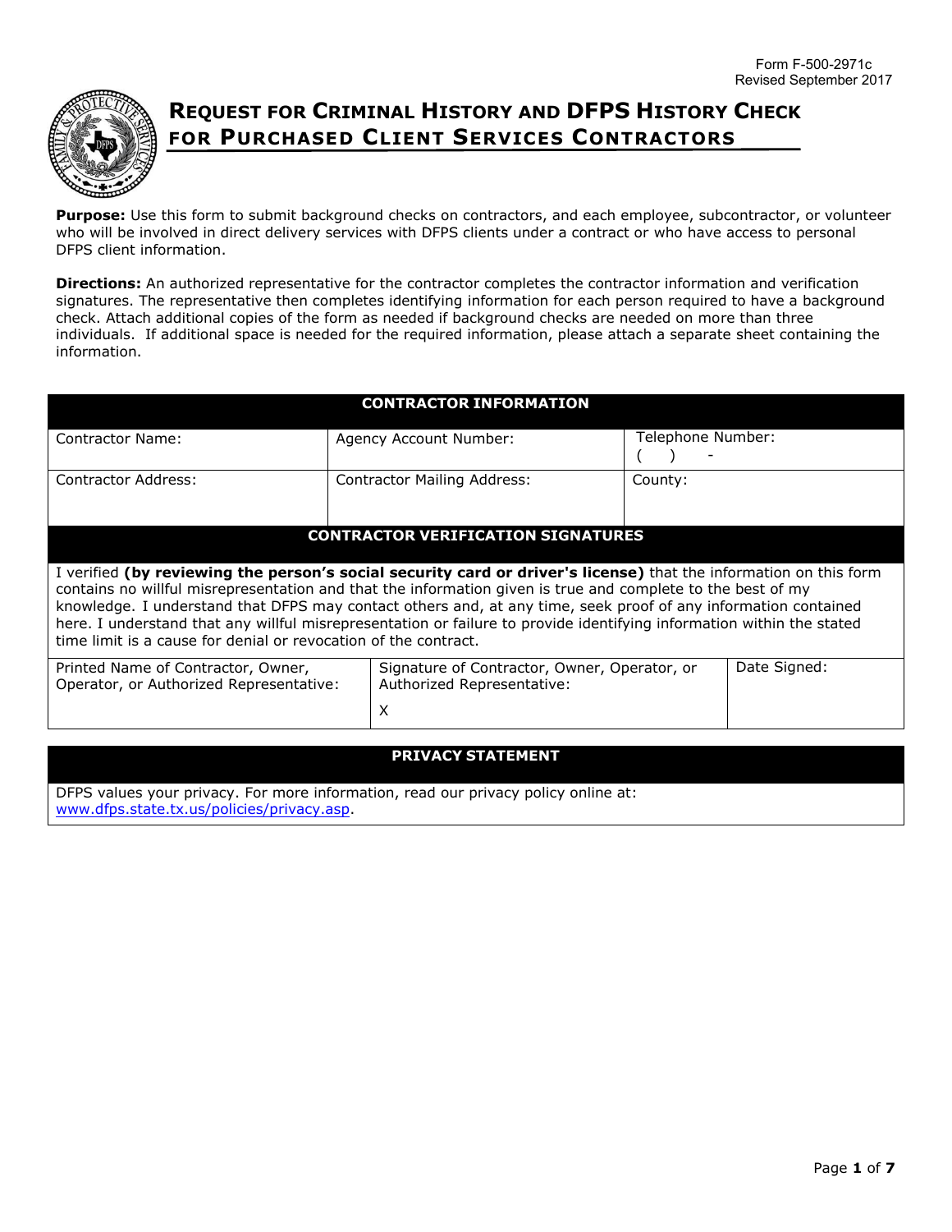Form F-500-2971c
Revised September 2017

# Request for Criminal History and DFPS History Check for Purchased Client Services Contractors

**Purpose:** Use this form to submit background checks on contractors, and each employee, subcontractor, or volunteer who will be involved in direct delivery services with DFPS clients under a contract or who have access to personal DFPS client information.

**Directions:** An authorized representative for the contractor completes the contractor information and verification signatures. The representative then completes identifying information for each person required to have a background check. Attach additional copies of the form as needed if background checks are needed on more than three individuals. If additional space is needed for the required information, please attach a separate sheet containing the information.

| CONTRACTOR INFORMATION | | |
|---|---|---|
| Contractor Name: | Agency Account Number: | Telephone Number: ( ) - |
| Contractor Address: | Contractor Mailing Address: | County: |

| CONTRACTOR VERIFICATION SIGNATURES | | |
|---|---|---|
| I verified **(by reviewing the person's social security card or driver's license)** that the information on this form contains no willful misrepresentation and that the information given is true and complete to the best of my knowledge. I understand that DFPS may contact others and, at any time, seek proof of any information contained here. I understand that any willful misrepresentation or failure to provide identifying information within the stated time limit is a cause for denial or revocation of the contract. | | |
| Printed Name of Contractor, Owner, Operator, or Authorized Representative: | Signature of Contractor, Owner, Operator, or Authorized Representative: X | Date Signed: |

| PRIVACY STATEMENT |
|---|
| DFPS values your privacy. For more information, read our privacy policy online at: www.dfps.state.tx.us/policies/privacy.asp. |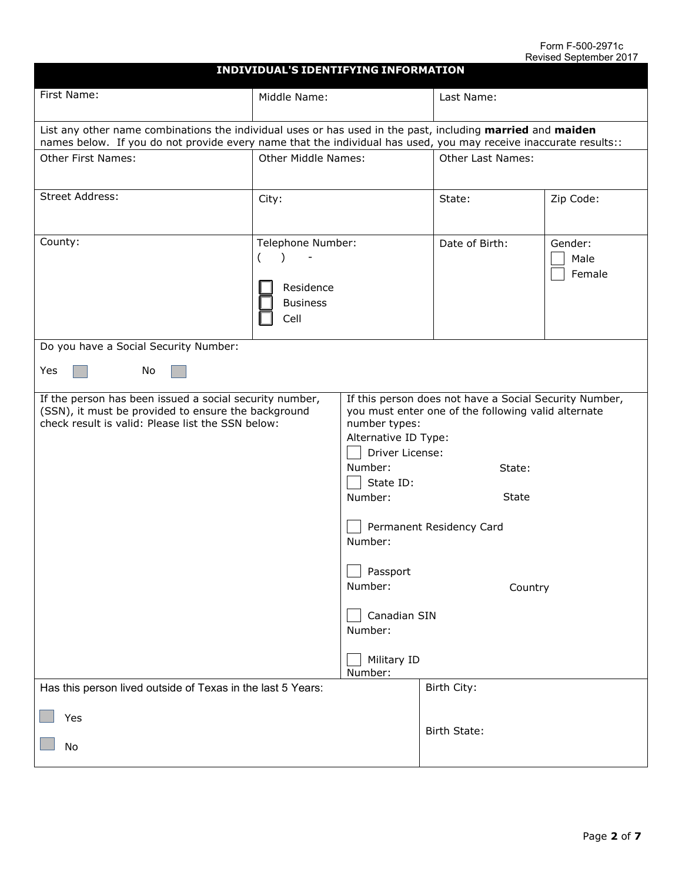Form F-500-2971c
Revised September 2017

## INDIVIDUAL'S IDENTIFYING INFORMATION

| First Name: | Middle Name: | Last Name: | |
|---|---|---|---|
| List any other name combinations the individual uses or has used in the past, including **married** and **maiden** names below. If you do not provide every name that the individual has used, you may receive inaccurate results:: | | | |
| Other First Names: | Other Middle Names: | Other Last Names: | |
| Street Address: | City: | State: | Zip Code: |
| County: | Telephone Number: ( ) - ☐ Residence ☐ Business ☐ Cell | Date of Birth: | Gender: ☐ Male ☐ Female |

Do you have a Social Security Number:

Yes ☐ No ☐

| If the person has been issued a social security number, (SSN), it must be provided to ensure the background check result is valid: Please list the SSN below: | If this person does not have a Social Security Number, you must enter one of the following valid alternate number types: |
|---|---|
| | Alternative ID Type: |
| | ☐ Driver License: Number: State: |
| | ☐ State ID: Number: State |
| | ☐ Permanent Residency Card Number: |
| | ☐ Passport Number: Country |
| | ☐ Canadian SIN Number: |
| | ☐ Military ID Number: |

| Has this person lived outside of Texas in the last 5 Years: | Birth City: |
|---|---|
| ☐ Yes | |
| ☐ No | Birth State: |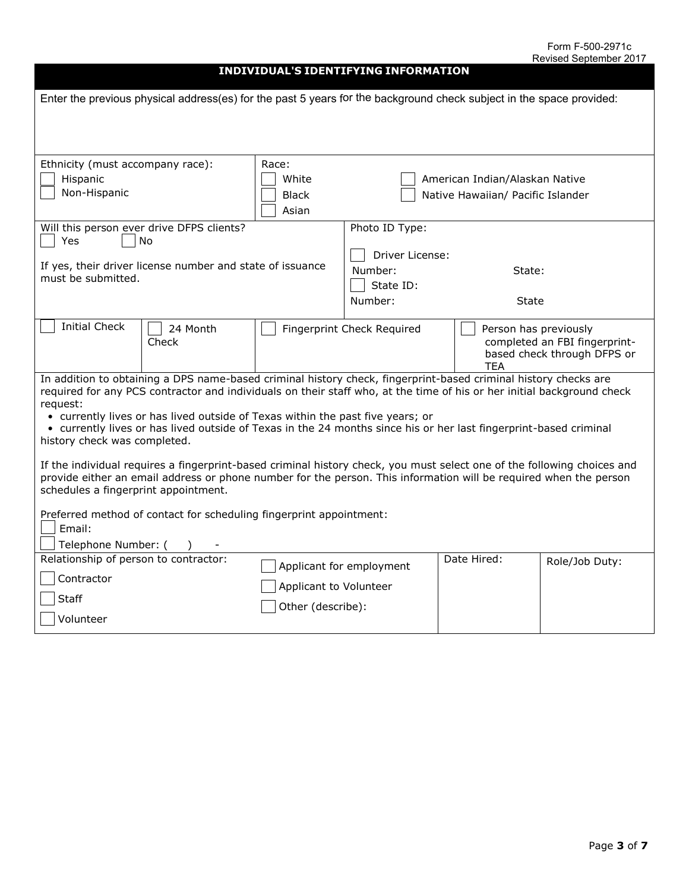Form F-500-2971c
Revised September 2017

## INDIVIDUAL'S IDENTIFYING INFORMATION

Enter the previous physical address(es) for the past 5 years for the background check subject in the space provided:

| | |
|---|---|
| Ethnicity (must accompany race):<br>☐ Hispanic<br>☐ Non-Hispanic | Race:<br>☐ White<br>☐ Black<br>☐ Asian<br>☐ American Indian/Alaskan Native<br>☐ Native Hawaiian/ Pacific Islander |

| | |
|---|---|
| Will this person ever drive DFPS clients?<br>☐ Yes ☐ No<br><br>If yes, their driver license number and state of issuance must be submitted. | Photo ID Type:<br><br>☐ Driver License:<br>Number: State:<br>☐ State ID:<br>Number: State |

| | | | |
|---|---|---|---|
| ☐ Initial Check | ☐ 24 Month Check | ☐ Fingerprint Check Required | ☐ Person has previously completed an FBI fingerprint-based check through DFPS or TEA |

In addition to obtaining a DPS name-based criminal history check, fingerprint-based criminal history checks are required for any PCS contractor and individuals on their staff who, at the time of his or her initial background check request:

- currently lives or has lived outside of Texas within the past five years; or
- currently lives or has lived outside of Texas in the 24 months since his or her last fingerprint-based criminal history check was completed.

If the individual requires a fingerprint-based criminal history check, you must select one of the following choices and provide either an email address or phone number for the person. This information will be required when the person schedules a fingerprint appointment.

Preferred method of contact for scheduling fingerprint appointment:

☐ Email:

☐ Telephone Number: (    )    -

| | | | |
|---|---|---|---|
| Relationship of person to contractor:<br>☐ Contractor<br>☐ Staff<br>☐ Volunteer | ☐ Applicant for employment<br>☐ Applicant to Volunteer<br>☐ Other (describe): | Date Hired: | Role/Job Duty: |